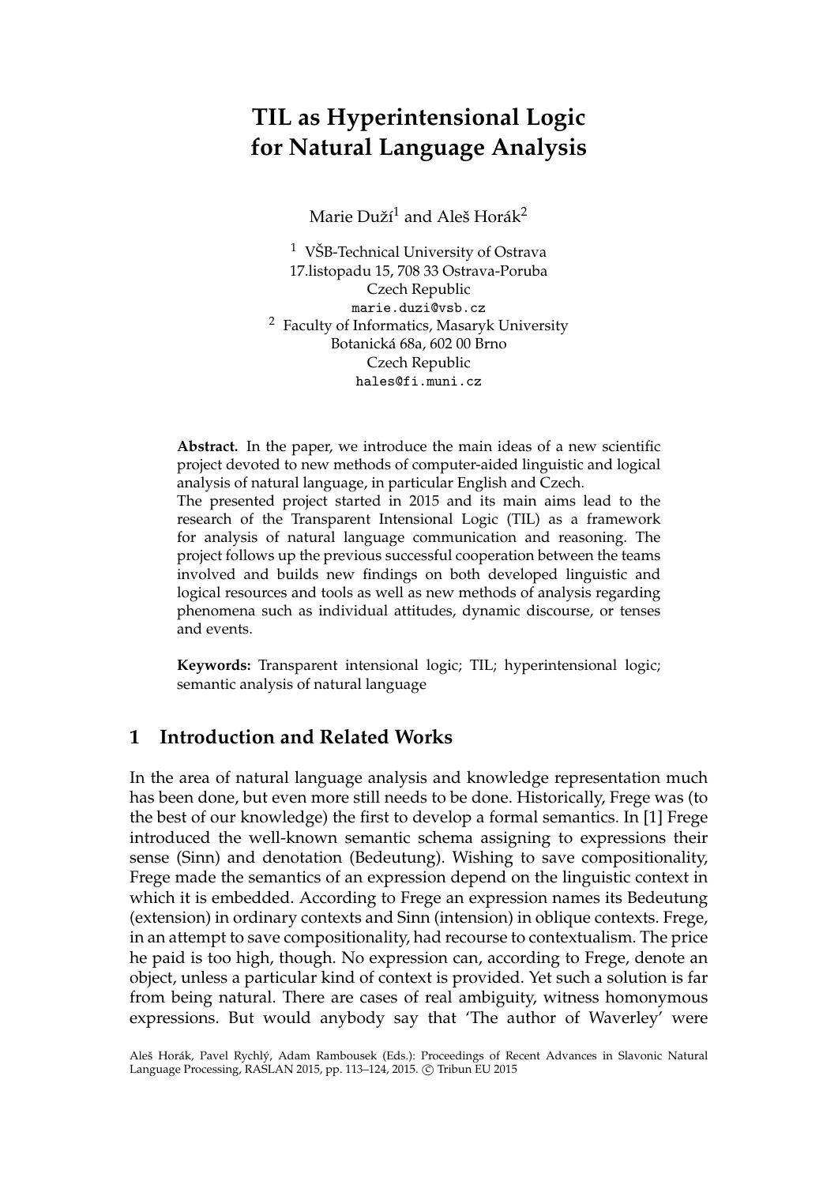# TIL as Hyperintensional Logic for Natural Language Analysis

Marie Duží[1] and Aleš Horák[2]

[1] VŠB-Technical University of Ostrava
17.listopadu 15, 708 33 Ostrava-Poruba
Czech Republic
marie.duzi@vsb.cz

[2] Faculty of Informatics, Masaryk University
Botanická 68a, 602 00 Brno
Czech Republic
hales@fi.muni.cz

**Abstract.** In the paper, we introduce the main ideas of a new scientific project devoted to new methods of computer-aided linguistic and logical analysis of natural language, in particular English and Czech.
The presented project started in 2015 and its main aims lead to the research of the Transparent Intensional Logic (TIL) as a framework for analysis of natural language communication and reasoning. The project follows up the previous successful cooperation between the teams involved and builds new findings on both developed linguistic and logical resources and tools as well as new methods of analysis regarding phenomena such as individual attitudes, dynamic discourse, or tenses and events.

**Keywords:** Transparent intensional logic; TIL; hyperintensional logic; semantic analysis of natural language

## 1 Introduction and Related Works

In the area of natural language analysis and knowledge representation much has been done, but even more still needs to be done. Historically, Frege was (to the best of our knowledge) the first to develop a formal semantics. In [1] Frege introduced the well-known semantic schema assigning to expressions their sense (Sinn) and denotation (Bedeutung). Wishing to save compositionality, Frege made the semantics of an expression depend on the linguistic context in which it is embedded. According to Frege an expression names its Bedeutung (extension) in ordinary contexts and Sinn (intension) in oblique contexts. Frege, in an attempt to save compositionality, had recourse to contextualism. The price he paid is too high, though. No expression can, according to Frege, denote an object, unless a particular kind of context is provided. Yet such a solution is far from being natural. There are cases of real ambiguity, witness homonymous expressions. But would anybody say that 'The author of Waverley' were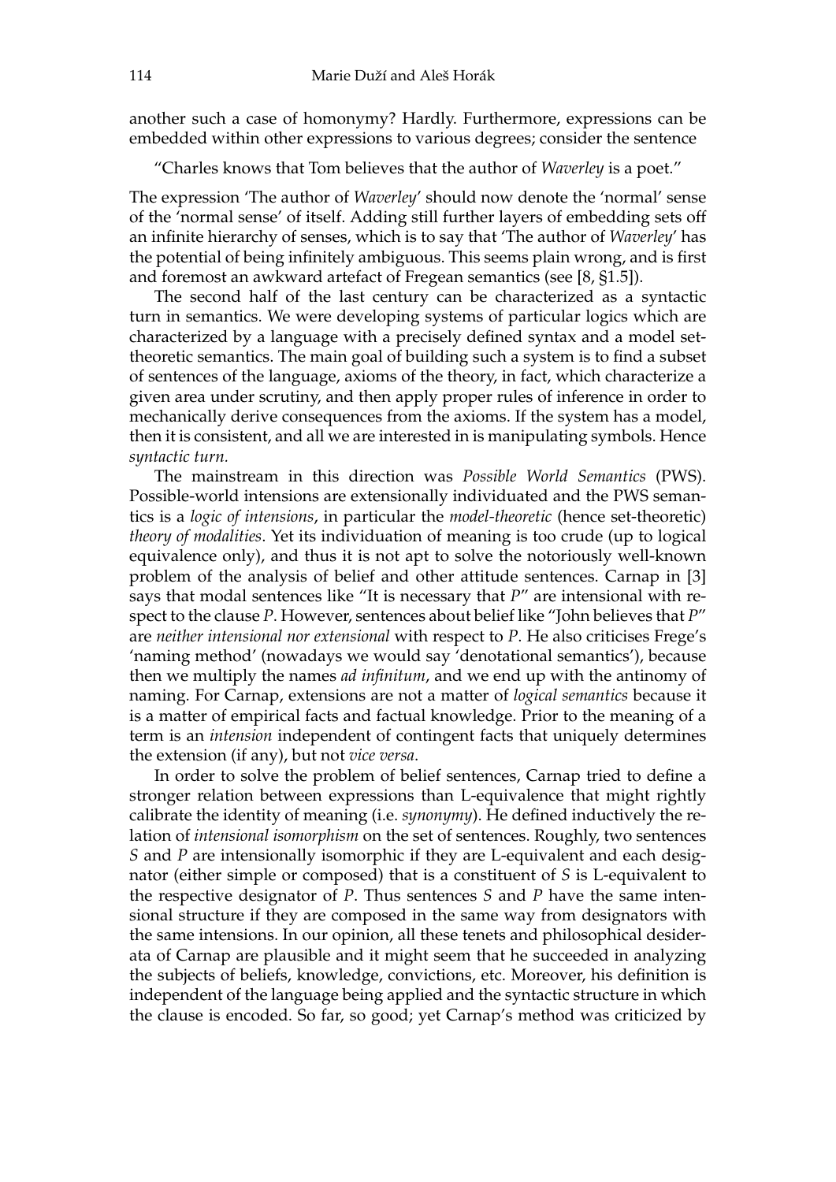another such a case of homonymy? Hardly. Furthermore, expressions can be embedded within other expressions to various degrees; consider the sentence

"Charles knows that Tom believes that the author of *Waverley* is a poet."

The expression 'The author of *Waverley*' should now denote the 'normal' sense of the 'normal sense' of itself. Adding still further layers of embedding sets off an infinite hierarchy of senses, which is to say that 'The author of *Waverley*' has the potential of being infinitely ambiguous. This seems plain wrong, and is first and foremost an awkward artefact of Fregean semantics (see [8, §1.5]).

The second half of the last century can be characterized as a syntactic turn in semantics. We were developing systems of particular logics which are characterized by a language with a precisely defined syntax and a model set-theoretic semantics. The main goal of building such a system is to find a subset of sentences of the language, axioms of the theory, in fact, which characterize a given area under scrutiny, and then apply proper rules of inference in order to mechanically derive consequences from the axioms. If the system has a model, then it is consistent, and all we are interested in is manipulating symbols. Hence *syntactic turn.*

The mainstream in this direction was *Possible World Semantics* (PWS). Possible-world intensions are extensionally individuated and the PWS semantics is a *logic of intensions*, in particular the *model-theoretic* (hence set-theoretic) *theory of modalities*. Yet its individuation of meaning is too crude (up to logical equivalence only), and thus it is not apt to solve the notoriously well-known problem of the analysis of belief and other attitude sentences. Carnap in [3] says that modal sentences like "It is necessary that *P*" are intensional with respect to the clause *P*. However, sentences about belief like "John believes that *P*" are *neither intensional nor extensional* with respect to *P*. He also criticises Frege's 'naming method' (nowadays we would say 'denotational semantics'), because then we multiply the names *ad infinitum*, and we end up with the antinomy of naming. For Carnap, extensions are not a matter of *logical semantics* because it is a matter of empirical facts and factual knowledge. Prior to the meaning of a term is an *intension* independent of contingent facts that uniquely determines the extension (if any), but not *vice versa*.

In order to solve the problem of belief sentences, Carnap tried to define a stronger relation between expressions than L-equivalence that might rightly calibrate the identity of meaning (i.e. *synonymy*). He defined inductively the relation of *intensional isomorphism* on the set of sentences. Roughly, two sentences *S* and *P* are intensionally isomorphic if they are L-equivalent and each designator (either simple or composed) that is a constituent of *S* is L-equivalent to the respective designator of *P*. Thus sentences *S* and *P* have the same intensional structure if they are composed in the same way from designators with the same intensions. In our opinion, all these tenets and philosophical desiderata of Carnap are plausible and it might seem that he succeeded in analyzing the subjects of beliefs, knowledge, convictions, etc. Moreover, his definition is independent of the language being applied and the syntactic structure in which the clause is encoded. So far, so good; yet Carnap's method was criticized by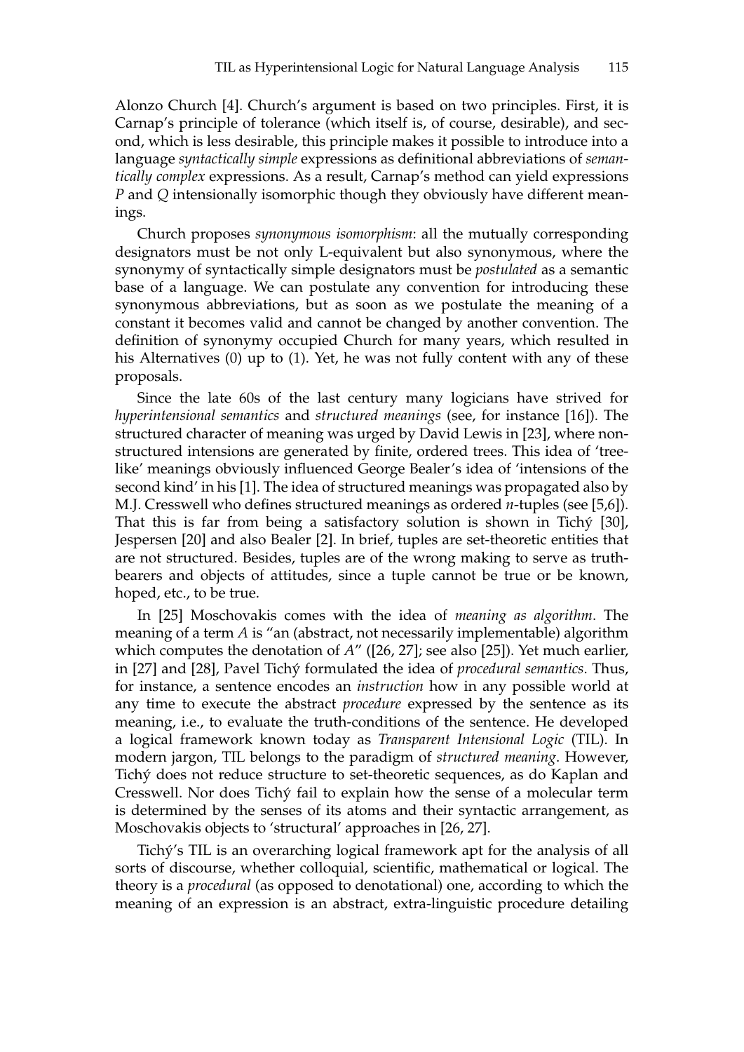Alonzo Church [4]. Church's argument is based on two principles. First, it is Carnap's principle of tolerance (which itself is, of course, desirable), and second, which is less desirable, this principle makes it possible to introduce into a language *syntactically simple* expressions as definitional abbreviations of *semantically complex* expressions. As a result, Carnap's method can yield expressions *P* and *Q* intensionally isomorphic though they obviously have different meanings.

Church proposes *synonymous isomorphism*: all the mutually corresponding designators must be not only L-equivalent but also synonymous, where the synonymy of syntactically simple designators must be *postulated* as a semantic base of a language. We can postulate any convention for introducing these synonymous abbreviations, but as soon as we postulate the meaning of a constant it becomes valid and cannot be changed by another convention. The definition of synonymy occupied Church for many years, which resulted in his Alternatives (0) up to (1). Yet, he was not fully content with any of these proposals.

Since the late 60s of the last century many logicians have strived for *hyperintensional semantics* and *structured meanings* (see, for instance [16]). The structured character of meaning was urged by David Lewis in [23], where non-structured intensions are generated by finite, ordered trees. This idea of 'tree-like' meanings obviously influenced George Bealer's idea of 'intensions of the second kind' in his [1]. The idea of structured meanings was propagated also by M.J. Cresswell who defines structured meanings as ordered *n*-tuples (see [5,6]). That this is far from being a satisfactory solution is shown in Tichý [30], Jespersen [20] and also Bealer [2]. In brief, tuples are set-theoretic entities that are not structured. Besides, tuples are of the wrong making to serve as truth-bearers and objects of attitudes, since a tuple cannot be true or be known, hoped, etc., to be true.

In [25] Moschovakis comes with the idea of *meaning as algorithm*. The meaning of a term *A* is "an (abstract, not necessarily implementable) algorithm which computes the denotation of *A*" ([26, 27]; see also [25]). Yet much earlier, in [27] and [28], Pavel Tichý formulated the idea of *procedural semantics*. Thus, for instance, a sentence encodes an *instruction* how in any possible world at any time to execute the abstract *procedure* expressed by the sentence as its meaning, i.e., to evaluate the truth-conditions of the sentence. He developed a logical framework known today as *Transparent Intensional Logic* (TIL). In modern jargon, TIL belongs to the paradigm of *structured meaning*. However, Tichý does not reduce structure to set-theoretic sequences, as do Kaplan and Cresswell. Nor does Tichý fail to explain how the sense of a molecular term is determined by the senses of its atoms and their syntactic arrangement, as Moschovakis objects to 'structural' approaches in [26, 27].

Tichý's TIL is an overarching logical framework apt for the analysis of all sorts of discourse, whether colloquial, scientific, mathematical or logical. The theory is a *procedural* (as opposed to denotational) one, according to which the meaning of an expression is an abstract, extra-linguistic procedure detailing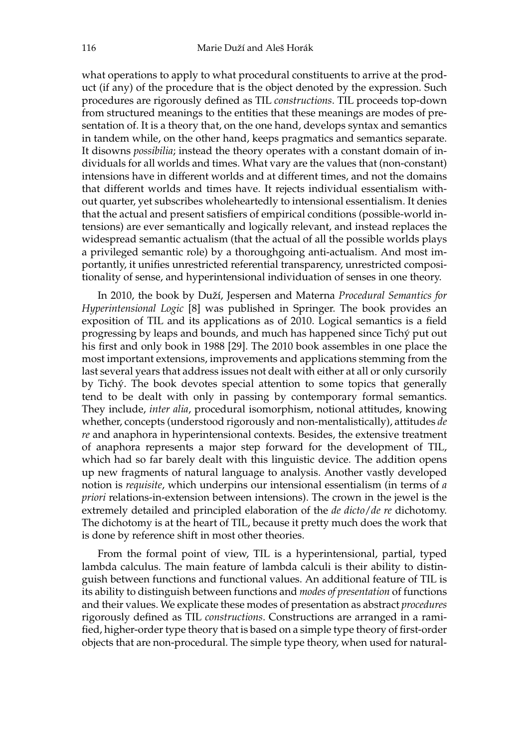what operations to apply to what procedural constituents to arrive at the product (if any) of the procedure that is the object denoted by the expression. Such procedures are rigorously defined as TIL *constructions*. TIL proceeds top-down from structured meanings to the entities that these meanings are modes of presentation of. It is a theory that, on the one hand, develops syntax and semantics in tandem while, on the other hand, keeps pragmatics and semantics separate. It disowns *possibilia*; instead the theory operates with a constant domain of individuals for all worlds and times. What vary are the values that (non-constant) intensions have in different worlds and at different times, and not the domains that different worlds and times have. It rejects individual essentialism without quarter, yet subscribes wholeheartedly to intensional essentialism. It denies that the actual and present satisfiers of empirical conditions (possible-world intensions) are ever semantically and logically relevant, and instead replaces the widespread semantic actualism (that the actual of all the possible worlds plays a privileged semantic role) by a thoroughgoing anti-actualism. And most importantly, it unifies unrestricted referential transparency, unrestricted compositionality of sense, and hyperintensional individuation of senses in one theory.

In 2010, the book by Duží, Jespersen and Materna *Procedural Semantics for Hyperintensional Logic* [8] was published in Springer. The book provides an exposition of TIL and its applications as of 2010. Logical semantics is a field progressing by leaps and bounds, and much has happened since Tichý put out his first and only book in 1988 [29]. The 2010 book assembles in one place the most important extensions, improvements and applications stemming from the last several years that address issues not dealt with either at all or only cursorily by Tichý. The book devotes special attention to some topics that generally tend to be dealt with only in passing by contemporary formal semantics. They include, *inter alia*, procedural isomorphism, notional attitudes, knowing whether, concepts (understood rigorously and non-mentalistically), attitudes *de re* and anaphora in hyperintensional contexts. Besides, the extensive treatment of anaphora represents a major step forward for the development of TIL, which had so far barely dealt with this linguistic device. The addition opens up new fragments of natural language to analysis. Another vastly developed notion is *requisite*, which underpins our intensional essentialism (in terms of *a priori* relations-in-extension between intensions). The crown in the jewel is the extremely detailed and principled elaboration of the *de dicto*/*de re* dichotomy. The dichotomy is at the heart of TIL, because it pretty much does the work that is done by reference shift in most other theories.

From the formal point of view, TIL is a hyperintensional, partial, typed lambda calculus. The main feature of lambda calculi is their ability to distinguish between functions and functional values. An additional feature of TIL is its ability to distinguish between functions and *modes of presentation* of functions and their values. We explicate these modes of presentation as abstract *procedures* rigorously defined as TIL *constructions*. Constructions are arranged in a ramified, higher-order type theory that is based on a simple type theory of first-order objects that are non-procedural. The simple type theory, when used for natural-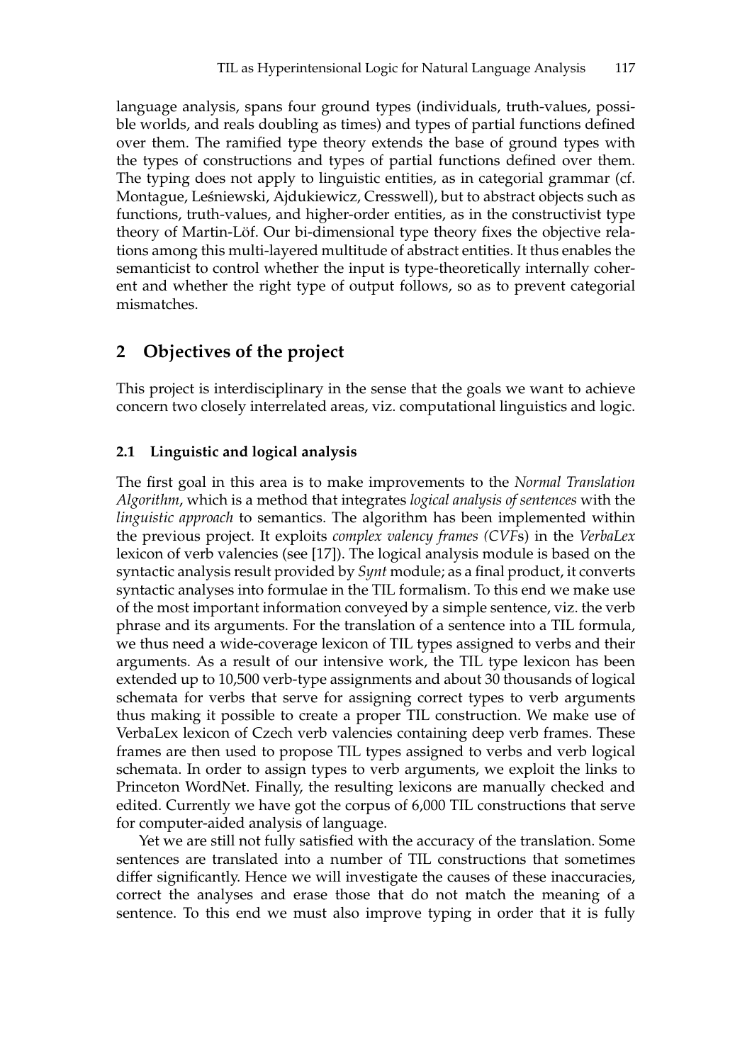language analysis, spans four ground types (individuals, truth-values, possible worlds, and reals doubling as times) and types of partial functions defined over them. The ramified type theory extends the base of ground types with the types of constructions and types of partial functions defined over them. The typing does not apply to linguistic entities, as in categorial grammar (cf. Montague, Leśniewski, Ajdukiewicz, Cresswell), but to abstract objects such as functions, truth-values, and higher-order entities, as in the constructivist type theory of Martin-Löf. Our bi-dimensional type theory fixes the objective relations among this multi-layered multitude of abstract entities. It thus enables the semanticist to control whether the input is type-theoretically internally coherent and whether the right type of output follows, so as to prevent categorial mismatches.

## 2 Objectives of the project

This project is interdisciplinary in the sense that the goals we want to achieve concern two closely interrelated areas, viz. computational linguistics and logic.

### 2.1 Linguistic and logical analysis

The first goal in this area is to make improvements to the *Normal Translation Algorithm*, which is a method that integrates *logical analysis of sentences* with the *linguistic approach* to semantics. The algorithm has been implemented within the previous project. It exploits *complex valency frames (CVF*s) in the *VerbaLex* lexicon of verb valencies (see [17]). The logical analysis module is based on the syntactic analysis result provided by *Synt* module; as a final product, it converts syntactic analyses into formulae in the TIL formalism. To this end we make use of the most important information conveyed by a simple sentence, viz. the verb phrase and its arguments. For the translation of a sentence into a TIL formula, we thus need a wide-coverage lexicon of TIL types assigned to verbs and their arguments. As a result of our intensive work, the TIL type lexicon has been extended up to 10,500 verb-type assignments and about 30 thousands of logical schemata for verbs that serve for assigning correct types to verb arguments thus making it possible to create a proper TIL construction. We make use of VerbaLex lexicon of Czech verb valencies containing deep verb frames. These frames are then used to propose TIL types assigned to verbs and verb logical schemata. In order to assign types to verb arguments, we exploit the links to Princeton WordNet. Finally, the resulting lexicons are manually checked and edited. Currently we have got the corpus of 6,000 TIL constructions that serve for computer-aided analysis of language.

Yet we are still not fully satisfied with the accuracy of the translation. Some sentences are translated into a number of TIL constructions that sometimes differ significantly. Hence we will investigate the causes of these inaccuracies, correct the analyses and erase those that do not match the meaning of a sentence. To this end we must also improve typing in order that it is fully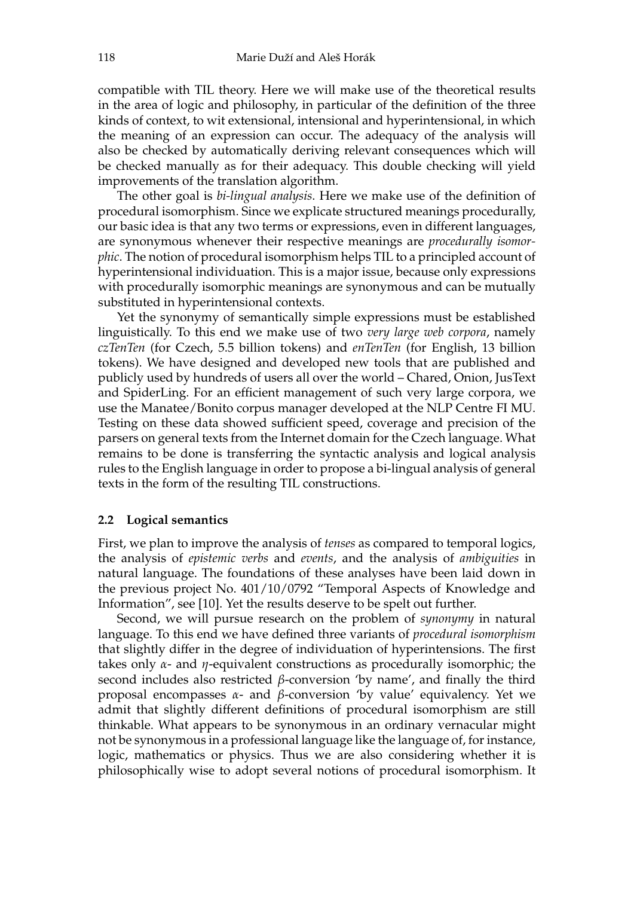compatible with TIL theory. Here we will make use of the theoretical results in the area of logic and philosophy, in particular of the definition of the three kinds of context, to wit extensional, intensional and hyperintensional, in which the meaning of an expression can occur. The adequacy of the analysis will also be checked by automatically deriving relevant consequences which will be checked manually as for their adequacy. This double checking will yield improvements of the translation algorithm.

The other goal is *bi-lingual analysis*. Here we make use of the definition of procedural isomorphism. Since we explicate structured meanings procedurally, our basic idea is that any two terms or expressions, even in different languages, are synonymous whenever their respective meanings are *procedurally isomorphic*. The notion of procedural isomorphism helps TIL to a principled account of hyperintensional individuation. This is a major issue, because only expressions with procedurally isomorphic meanings are synonymous and can be mutually substituted in hyperintensional contexts.

Yet the synonymy of semantically simple expressions must be established linguistically. To this end we make use of two *very large web corpora*, namely *czTenTen* (for Czech, 5.5 billion tokens) and *enTenTen* (for English, 13 billion tokens). We have designed and developed new tools that are published and publicly used by hundreds of users all over the world – Chared, Onion, JusText and SpiderLing. For an efficient management of such very large corpora, we use the Manatee/Bonito corpus manager developed at the NLP Centre FI MU. Testing on these data showed sufficient speed, coverage and precision of the parsers on general texts from the Internet domain for the Czech language. What remains to be done is transferring the syntactic analysis and logical analysis rules to the English language in order to propose a bi-lingual analysis of general texts in the form of the resulting TIL constructions.

### 2.2 Logical semantics

First, we plan to improve the analysis of *tenses* as compared to temporal logics, the analysis of *epistemic verbs* and *events*, and the analysis of *ambiguities* in natural language. The foundations of these analyses have been laid down in the previous project No. 401/10/0792 "Temporal Aspects of Knowledge and Information", see [10]. Yet the results deserve to be spelt out further.

Second, we will pursue research on the problem of *synonymy* in natural language. To this end we have defined three variants of *procedural isomorphism* that slightly differ in the degree of individuation of hyperintensions. The first takes only $\alpha$- and $\eta$-equivalent constructions as procedurally isomorphic; the second includes also restricted $\beta$-conversion 'by name', and finally the third proposal encompasses $\alpha$- and $\beta$-conversion 'by value' equivalency. Yet we admit that slightly different definitions of procedural isomorphism are still thinkable. What appears to be synonymous in an ordinary vernacular might not be synonymous in a professional language like the language of, for instance, logic, mathematics or physics. Thus we are also considering whether it is philosophically wise to adopt several notions of procedural isomorphism. It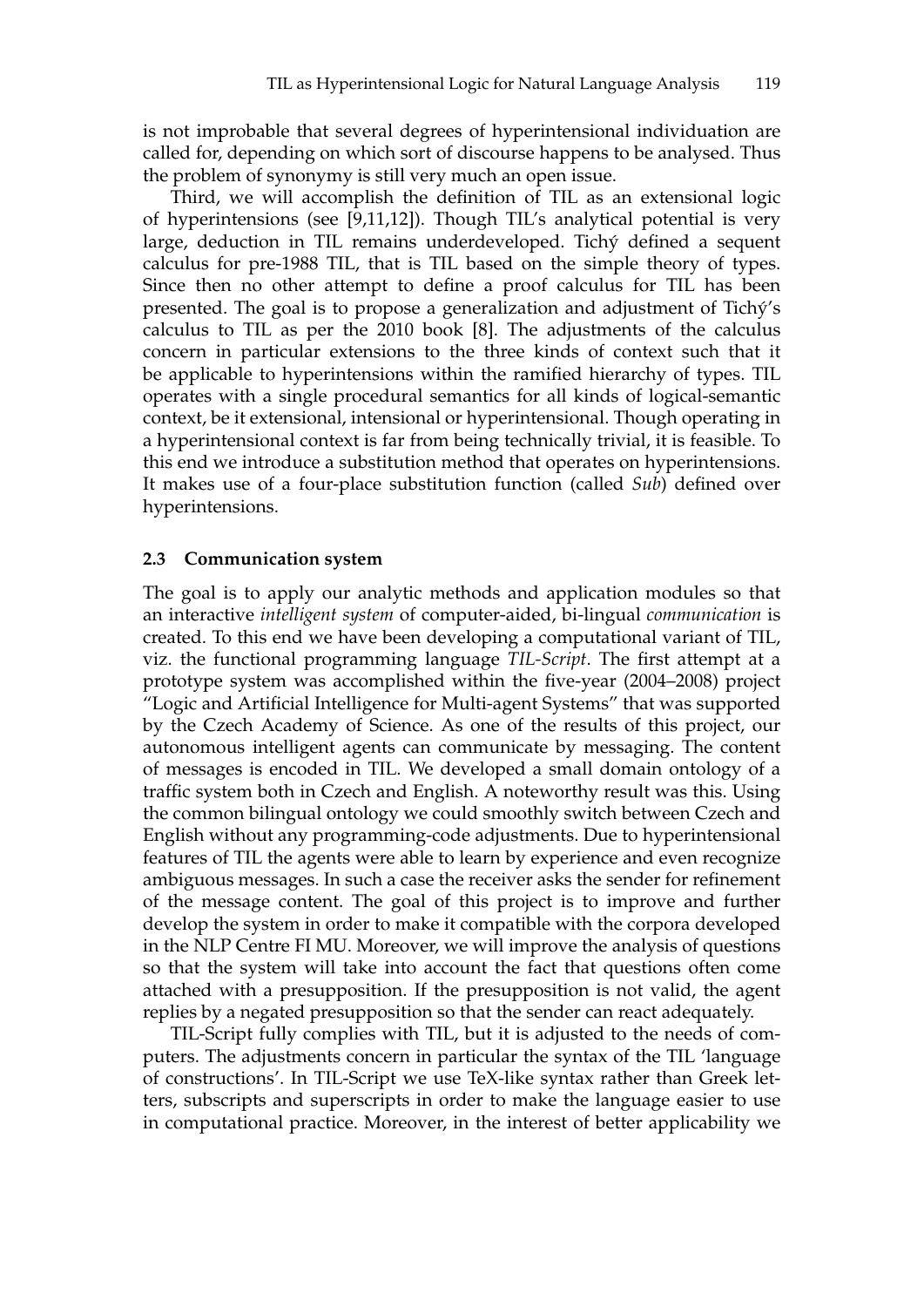is not improbable that several degrees of hyperintensional individuation are called for, depending on which sort of discourse happens to be analysed. Thus the problem of synonymy is still very much an open issue.

Third, we will accomplish the definition of TIL as an extensional logic of hyperintensions (see [9,11,12]). Though TIL's analytical potential is very large, deduction in TIL remains underdeveloped. Tichý defined a sequent calculus for pre-1988 TIL, that is TIL based on the simple theory of types. Since then no other attempt to define a proof calculus for TIL has been presented. The goal is to propose a generalization and adjustment of Tichý's calculus to TIL as per the 2010 book [8]. The adjustments of the calculus concern in particular extensions to the three kinds of context such that it be applicable to hyperintensions within the ramified hierarchy of types. TIL operates with a single procedural semantics for all kinds of logical-semantic context, be it extensional, intensional or hyperintensional. Though operating in a hyperintensional context is far from being technically trivial, it is feasible. To this end we introduce a substitution method that operates on hyperintensions. It makes use of a four-place substitution function (called *Sub*) defined over hyperintensions.

### 2.3 Communication system

The goal is to apply our analytic methods and application modules so that an interactive *intelligent system* of computer-aided, bi-lingual *communication* is created. To this end we have been developing a computational variant of TIL, viz. the functional programming language *TIL-Script*. The first attempt at a prototype system was accomplished within the five-year (2004–2008) project "Logic and Artificial Intelligence for Multi-agent Systems" that was supported by the Czech Academy of Science. As one of the results of this project, our autonomous intelligent agents can communicate by messaging. The content of messages is encoded in TIL. We developed a small domain ontology of a traffic system both in Czech and English. A noteworthy result was this. Using the common bilingual ontology we could smoothly switch between Czech and English without any programming-code adjustments. Due to hyperintensional features of TIL the agents were able to learn by experience and even recognize ambiguous messages. In such a case the receiver asks the sender for refinement of the message content. The goal of this project is to improve and further develop the system in order to make it compatible with the corpora developed in the NLP Centre FI MU. Moreover, we will improve the analysis of questions so that the system will take into account the fact that questions often come attached with a presupposition. If the presupposition is not valid, the agent replies by a negated presupposition so that the sender can react adequately.

TIL-Script fully complies with TIL, but it is adjusted to the needs of computers. The adjustments concern in particular the syntax of the TIL 'language of constructions'. In TIL-Script we use TeX-like syntax rather than Greek letters, subscripts and superscripts in order to make the language easier to use in computational practice. Moreover, in the interest of better applicability we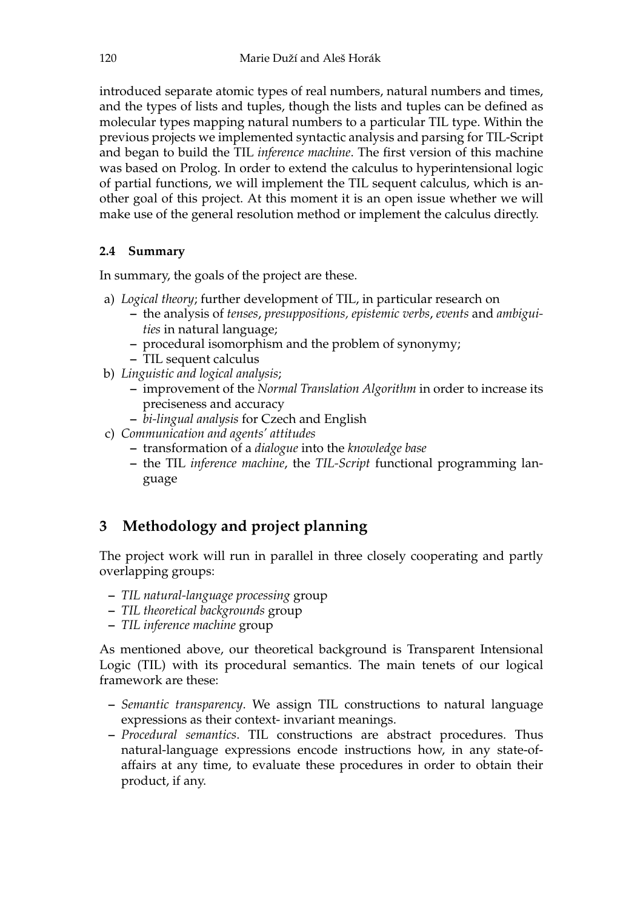introduced separate atomic types of real numbers, natural numbers and times, and the types of lists and tuples, though the lists and tuples can be defined as molecular types mapping natural numbers to a particular TIL type. Within the previous projects we implemented syntactic analysis and parsing for TIL-Script and began to build the TIL *inference machine*. The first version of this machine was based on Prolog. In order to extend the calculus to hyperintensional logic of partial functions, we will implement the TIL sequent calculus, which is another goal of this project. At this moment it is an open issue whether we will make use of the general resolution method or implement the calculus directly.

### 2.4 Summary

In summary, the goals of the project are these.

a) *Logical theory*; further development of TIL, in particular research on
   - the analysis of *tenses*, *presuppositions, epistemic verbs*, *events* and *ambiguities* in natural language;
   - procedural isomorphism and the problem of synonymy;
   - TIL sequent calculus
b) *Linguistic and logical analysis*;
   - improvement of the *Normal Translation Algorithm* in order to increase its preciseness and accuracy
   - *bi-lingual analysis* for Czech and English
c) *Communication and agents' attitudes*
   - transformation of a *dialogue* into the *knowledge base*
   - the TIL *inference machine*, the *TIL-Script* functional programming language

## 3 Methodology and project planning

The project work will run in parallel in three closely cooperating and partly overlapping groups:

- *TIL natural-language processing* group
- *TIL theoretical backgrounds* group
- *TIL inference machine* group

As mentioned above, our theoretical background is Transparent Intensional Logic (TIL) with its procedural semantics. The main tenets of our logical framework are these:

- *Semantic transparency*. We assign TIL constructions to natural language expressions as their context- invariant meanings.
- *Procedural semantics*. TIL constructions are abstract procedures. Thus natural-language expressions encode instructions how, in any state-of-affairs at any time, to evaluate these procedures in order to obtain their product, if any.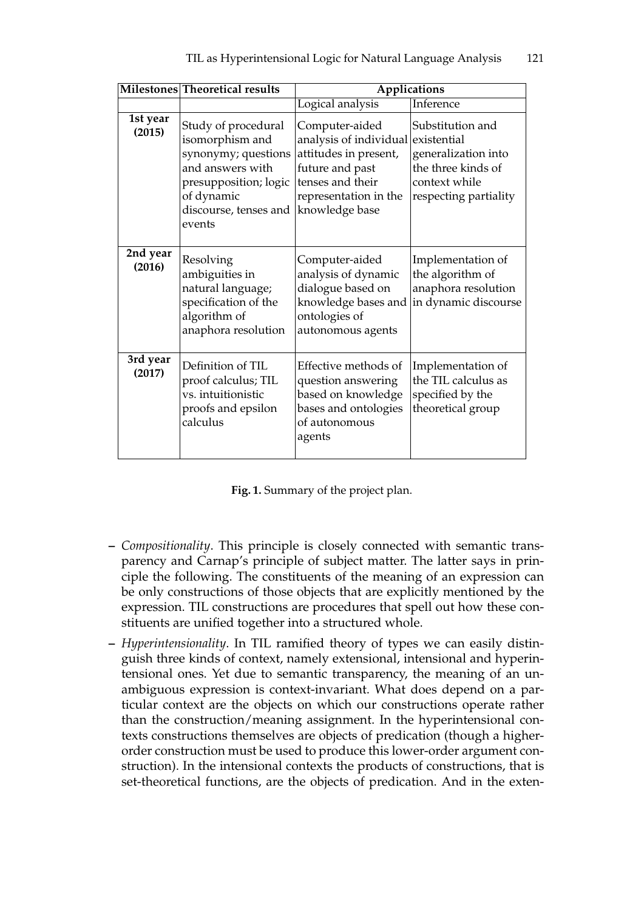| Milestones | Theoretical results | Applications | |
|---|---|---|---|
| | | Logical analysis | Inference |
| **1st year (2015)** | Study of procedural isomorphism and synonymy; questions and answers with presupposition; logic of dynamic discourse, tenses and events | Computer-aided analysis of individual attitudes in present, future and past tenses and their representation in the knowledge base | Substitution and existential generalization into the three kinds of context while respecting partiality |
| **2nd year (2016)** | Resolving ambiguities in natural language; specification of the algorithm of anaphora resolution | Computer-aided analysis of dynamic dialogue based on knowledge bases and ontologies of autonomous agents | Implementation of the algorithm of anaphora resolution in dynamic discourse |
| **3rd year (2017)** | Definition of TIL proof calculus; TIL vs. intuitionistic proofs and epsilon calculus | Effective methods of question answering based on knowledge bases and ontologies of autonomous agents | Implementation of the TIL calculus as specified by the theoretical group |

**Fig. 1.** Summary of the project plan.

- *Compositionality*. This principle is closely connected with semantic transparency and Carnap's principle of subject matter. The latter says in principle the following. The constituents of the meaning of an expression can be only constructions of those objects that are explicitly mentioned by the expression. TIL constructions are procedures that spell out how these constituents are unified together into a structured whole.
- *Hyperintensionality*. In TIL ramified theory of types we can easily distinguish three kinds of context, namely extensional, intensional and hyperintensional ones. Yet due to semantic transparency, the meaning of an unambiguous expression is context-invariant. What does depend on a particular context are the objects on which our constructions operate rather than the construction/meaning assignment. In the hyperintensional contexts constructions themselves are objects of predication (though a higher-order construction must be used to produce this lower-order argument construction). In the intensional contexts the products of constructions, that is set-theoretical functions, are the objects of predication. And in the exten-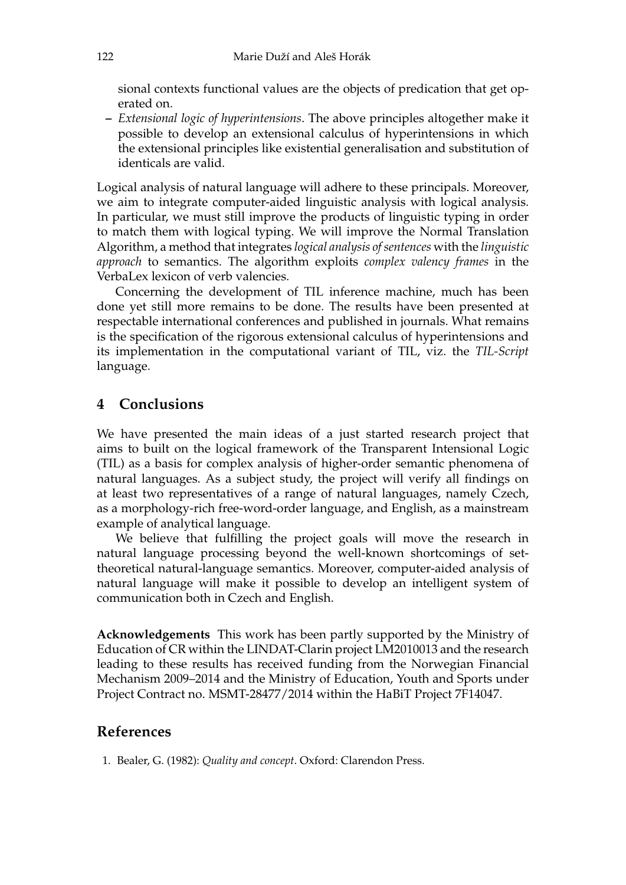sional contexts functional values are the objects of predication that get operated on.

- *Extensional logic of hyperintensions*. The above principles altogether make it possible to develop an extensional calculus of hyperintensions in which the extensional principles like existential generalisation and substitution of identicals are valid.

Logical analysis of natural language will adhere to these principals. Moreover, we aim to integrate computer-aided linguistic analysis with logical analysis. In particular, we must still improve the products of linguistic typing in order to match them with logical typing. We will improve the Normal Translation Algorithm, a method that integrates *logical analysis of sentences* with the *linguistic approach* to semantics. The algorithm exploits *complex valency frames* in the VerbaLex lexicon of verb valencies.

Concerning the development of TIL inference machine, much has been done yet still more remains to be done. The results have been presented at respectable international conferences and published in journals. What remains is the specification of the rigorous extensional calculus of hyperintensions and its implementation in the computational variant of TIL, viz. the *TIL-Script* language.

## 4 Conclusions

We have presented the main ideas of a just started research project that aims to built on the logical framework of the Transparent Intensional Logic (TIL) as a basis for complex analysis of higher-order semantic phenomena of natural languages. As a subject study, the project will verify all findings on at least two representatives of a range of natural languages, namely Czech, as a morphology-rich free-word-order language, and English, as a mainstream example of analytical language.

We believe that fulfilling the project goals will move the research in natural language processing beyond the well-known shortcomings of set-theoretical natural-language semantics. Moreover, computer-aided analysis of natural language will make it possible to develop an intelligent system of communication both in Czech and English.

**Acknowledgements** This work has been partly supported by the Ministry of Education of CR within the LINDAT-Clarin project LM2010013 and the research leading to these results has received funding from the Norwegian Financial Mechanism 2009–2014 and the Ministry of Education, Youth and Sports under Project Contract no. MSMT-28477/2014 within the HaBiT Project 7F14047.

## References

1. Bealer, G. (1982): *Quality and concept*. Oxford: Clarendon Press.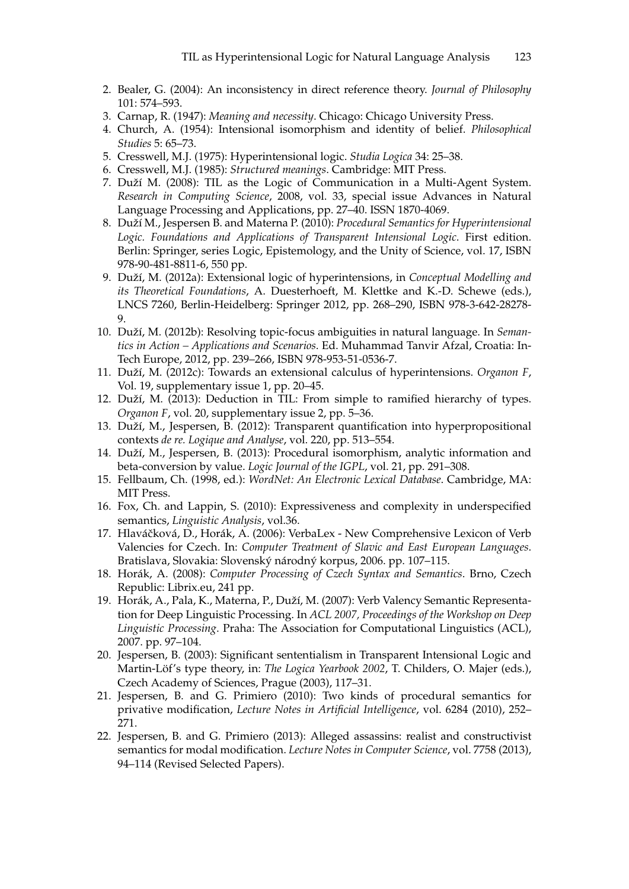2. Bealer, G. (2004): An inconsistency in direct reference theory. *Journal of Philosophy* 101: 574–593.
3. Carnap, R. (1947): *Meaning and necessity*. Chicago: Chicago University Press.
4. Church, A. (1954): Intensional isomorphism and identity of belief. *Philosophical Studies* 5: 65–73.
5. Cresswell, M.J. (1975): Hyperintensional logic. *Studia Logica* 34: 25–38.
6. Cresswell, M.J. (1985): *Structured meanings*. Cambridge: MIT Press.
7. Duží M. (2008): TIL as the Logic of Communication in a Multi-Agent System. *Research in Computing Science*, 2008, vol. 33, special issue Advances in Natural Language Processing and Applications, pp. 27–40. ISSN 1870-4069.
8. Duží M., Jespersen B. and Materna P. (2010): *Procedural Semantics for Hyperintensional Logic. Foundations and Applications of Transparent Intensional Logic*. First edition. Berlin: Springer, series Logic, Epistemology, and the Unity of Science, vol. 17, ISBN 978-90-481-8811-6, 550 pp.
9. Duží, M. (2012a): Extensional logic of hyperintensions, in *Conceptual Modelling and its Theoretical Foundations*, A. Duesterhoeft, M. Klettke and K.-D. Schewe (eds.), LNCS 7260, Berlin-Heidelberg: Springer 2012, pp. 268–290, ISBN 978-3-642-28278-9.
10. Duží, M. (2012b): Resolving topic-focus ambiguities in natural language. In *Semantics in Action – Applications and Scenarios*. Ed. Muhammad Tanvir Afzal, Croatia: InTech Europe, 2012, pp. 239–266, ISBN 978-953-51-0536-7.
11. Duží, M. (2012c): Towards an extensional calculus of hyperintensions. *Organon F*, Vol. 19, supplementary issue 1, pp. 20–45.
12. Duží, M. (2013): Deduction in TIL: From simple to ramified hierarchy of types. *Organon F*, vol. 20, supplementary issue 2, pp. 5–36.
13. Duží, M., Jespersen, B. (2012): Transparent quantification into hyperpropositional contexts *de re. Logique and Analyse*, vol. 220, pp. 513–554.
14. Duží, M., Jespersen, B. (2013): Procedural isomorphism, analytic information and beta-conversion by value. *Logic Journal of the IGPL*, vol. 21, pp. 291–308.
15. Fellbaum, Ch. (1998, ed.): *WordNet: An Electronic Lexical Database*. Cambridge, MA: MIT Press.
16. Fox, Ch. and Lappin, S. (2010): Expressiveness and complexity in underspecified semantics, *Linguistic Analysis*, vol.36.
17. Hlaváčková, D., Horák, A. (2006): VerbaLex - New Comprehensive Lexicon of Verb Valencies for Czech. In: *Computer Treatment of Slavic and East European Languages*. Bratislava, Slovakia: Slovenský národný korpus, 2006. pp. 107–115.
18. Horák, A. (2008): *Computer Processing of Czech Syntax and Semantics*. Brno, Czech Republic: Librix.eu, 241 pp.
19. Horák, A., Pala, K., Materna, P., Duží, M. (2007): Verb Valency Semantic Representation for Deep Linguistic Processing. In *ACL 2007, Proceedings of the Workshop on Deep Linguistic Processing*. Praha: The Association for Computational Linguistics (ACL), 2007. pp. 97–104.
20. Jespersen, B. (2003): Significant sententialism in Transparent Intensional Logic and Martin-Löf's type theory, in: *The Logica Yearbook 2002*, T. Childers, O. Majer (eds.), Czech Academy of Sciences, Prague (2003), 117–31.
21. Jespersen, B. and G. Primiero (2010): Two kinds of procedural semantics for privative modification, *Lecture Notes in Artificial Intelligence*, vol. 6284 (2010), 252–271.
22. Jespersen, B. and G. Primiero (2013): Alleged assassins: realist and constructivist semantics for modal modification. *Lecture Notes in Computer Science*, vol. 7758 (2013), 94–114 (Revised Selected Papers).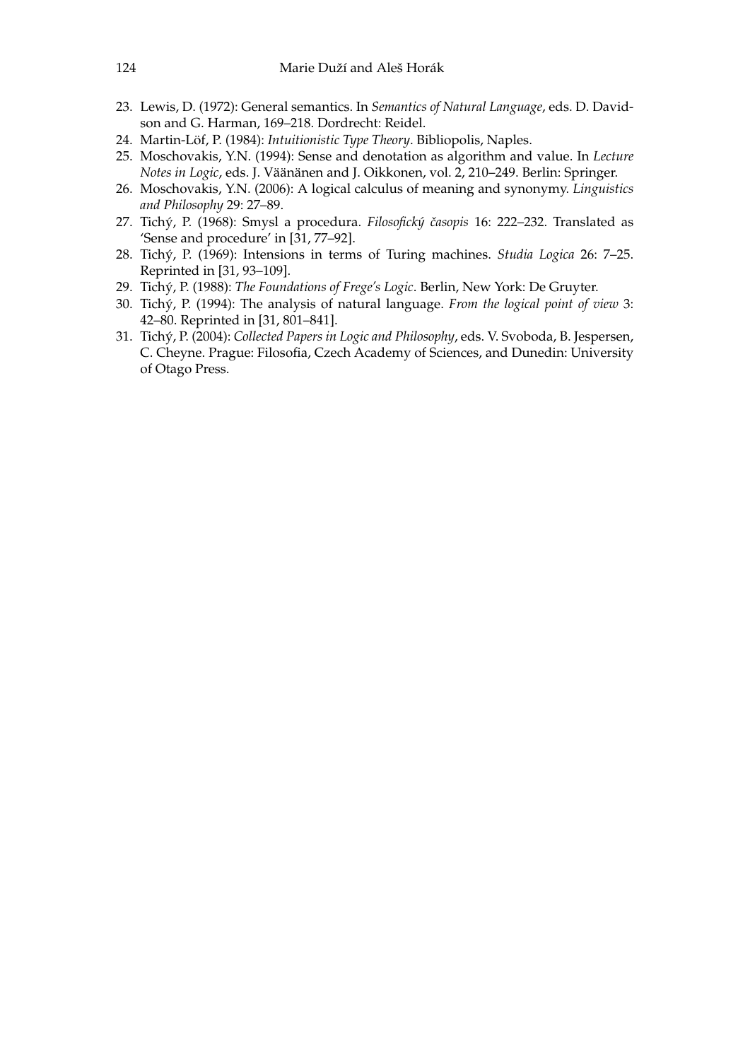23. Lewis, D. (1972): General semantics. In *Semantics of Natural Language*, eds. D. Davidson and G. Harman, 169–218. Dordrecht: Reidel.
24. Martin-Löf, P. (1984): *Intuitionistic Type Theory*. Bibliopolis, Naples.
25. Moschovakis, Y.N. (1994): Sense and denotation as algorithm and value. In *Lecture Notes in Logic*, eds. J. Väänänen and J. Oikkonen, vol. 2, 210–249. Berlin: Springer.
26. Moschovakis, Y.N. (2006): A logical calculus of meaning and synonymy. *Linguistics and Philosophy* 29: 27–89.
27. Tichý, P. (1968): Smysl a procedura. *Filosofický časopis* 16: 222–232. Translated as 'Sense and procedure' in [31, 77–92].
28. Tichý, P. (1969): Intensions in terms of Turing machines. *Studia Logica* 26: 7–25. Reprinted in [31, 93–109].
29. Tichý, P. (1988): *The Foundations of Frege's Logic*. Berlin, New York: De Gruyter.
30. Tichý, P. (1994): The analysis of natural language. *From the logical point of view* 3: 42–80. Reprinted in [31, 801–841].
31. Tichý, P. (2004): *Collected Papers in Logic and Philosophy*, eds. V. Svoboda, B. Jespersen, C. Cheyne. Prague: Filosofia, Czech Academy of Sciences, and Dunedin: University of Otago Press.